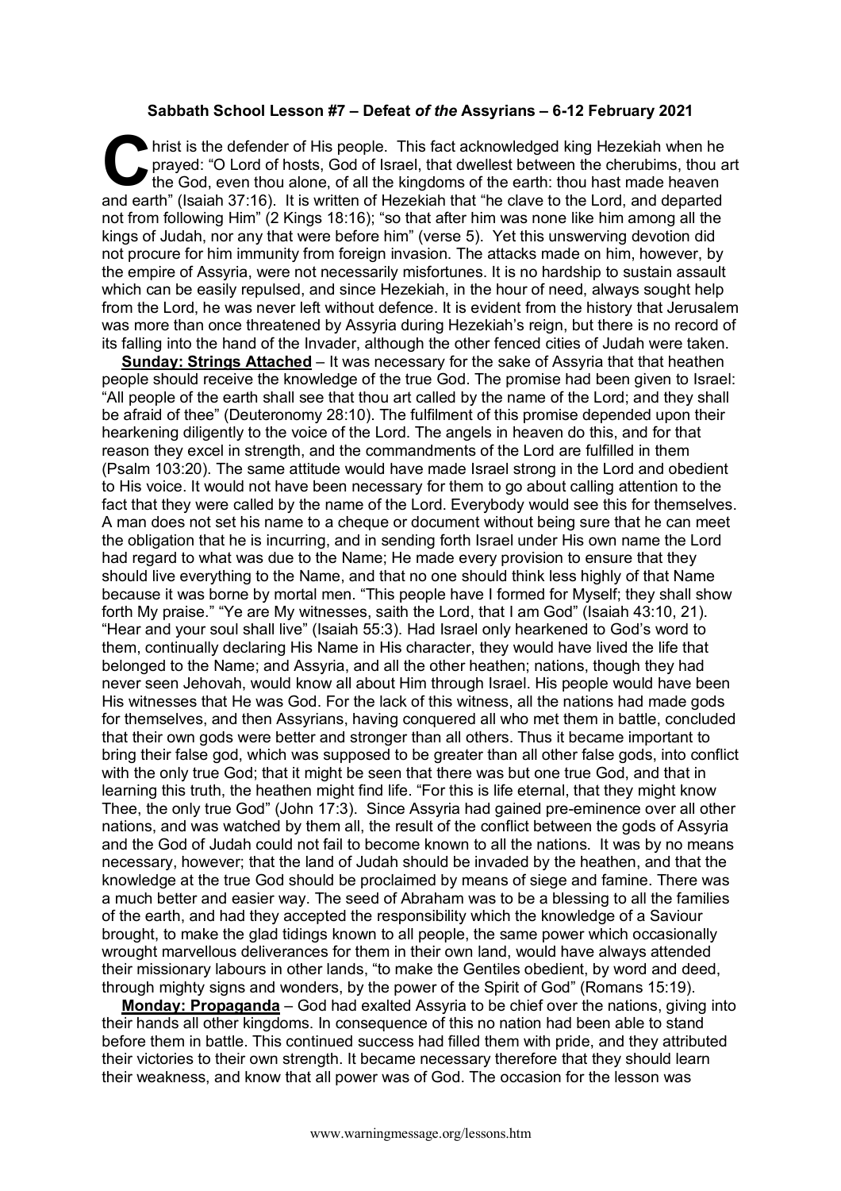**Sabbath School Lesson #7 – Defeat *of the* Assyrians – 6-12 February 2021**

Christ is the defender of His people. This fact acknowledged king Hezekiah when he prayed: "O Lord of hosts, God of Israel, that dwellest between the cherubims, thou art the God, even thou alone, of all the kingdoms of the earth: thou hast made heaven and earth" (Isaiah 37:16). It is written of Hezekiah that "he clave to the Lord, and departed not from following Him" (2 Kings 18:16); "so that after him was none like him among all the kings of Judah, nor any that were before him" (verse 5). Yet this unswerving devotion did not procure for him immunity from foreign invasion. The attacks made on him, however, by the empire of Assyria, were not necessarily misfortunes. It is no hardship to sustain assault which can be easily repulsed, and since Hezekiah, in the hour of need, always sought help from the Lord, he was never left without defence. It is evident from the history that Jerusalem was more than once threatened by Assyria during Hezekiah's reign, but there is no record of its falling into the hand of the Invader, although the other fenced cities of Judah were taken.

**Sunday: Strings Attached** – It was necessary for the sake of Assyria that that heathen people should receive the knowledge of the true God. The promise had been given to Israel: "All people of the earth shall see that thou art called by the name of the Lord; and they shall be afraid of thee" (Deuteronomy 28:10). The fulfilment of this promise depended upon their hearkening diligently to the voice of the Lord. The angels in heaven do this, and for that reason they excel in strength, and the commandments of the Lord are fulfilled in them (Psalm 103:20). The same attitude would have made Israel strong in the Lord and obedient to His voice. It would not have been necessary for them to go about calling attention to the fact that they were called by the name of the Lord. Everybody would see this for themselves. A man does not set his name to a cheque or document without being sure that he can meet the obligation that he is incurring, and in sending forth Israel under His own name the Lord had regard to what was due to the Name; He made every provision to ensure that they should live everything to the Name, and that no one should think less highly of that Name because it was borne by mortal men. "This people have I formed for Myself; they shall show forth My praise." "Ye are My witnesses, saith the Lord, that I am God" (Isaiah 43:10, 21). "Hear and your soul shall live" (Isaiah 55:3). Had Israel only hearkened to God's word to them, continually declaring His Name in His character, they would have lived the life that belonged to the Name; and Assyria, and all the other heathen; nations, though they had never seen Jehovah, would know all about Him through Israel. His people would have been His witnesses that He was God. For the lack of this witness, all the nations had made gods for themselves, and then Assyrians, having conquered all who met them in battle, concluded that their own gods were better and stronger than all others. Thus it became important to bring their false god, which was supposed to be greater than all other false gods, into conflict with the only true God; that it might be seen that there was but one true God, and that in learning this truth, the heathen might find life. "For this is life eternal, that they might know Thee, the only true God" (John 17:3). Since Assyria had gained pre-eminence over all other nations, and was watched by them all, the result of the conflict between the gods of Assyria and the God of Judah could not fail to become known to all the nations. It was by no means necessary, however; that the land of Judah should be invaded by the heathen, and that the knowledge at the true God should be proclaimed by means of siege and famine. There was a much better and easier way. The seed of Abraham was to be a blessing to all the families of the earth, and had they accepted the responsibility which the knowledge of a Saviour brought, to make the glad tidings known to all people, the same power which occasionally wrought marvellous deliverances for them in their own land, would have always attended their missionary labours in other lands, "to make the Gentiles obedient, by word and deed, through mighty signs and wonders, by the power of the Spirit of God" (Romans 15:19).

**Monday: Propaganda** – God had exalted Assyria to be chief over the nations, giving into their hands all other kingdoms. In consequence of this no nation had been able to stand before them in battle. This continued success had filled them with pride, and they attributed their victories to their own strength. It became necessary therefore that they should learn their weakness, and know that all power was of God. The occasion for the lesson was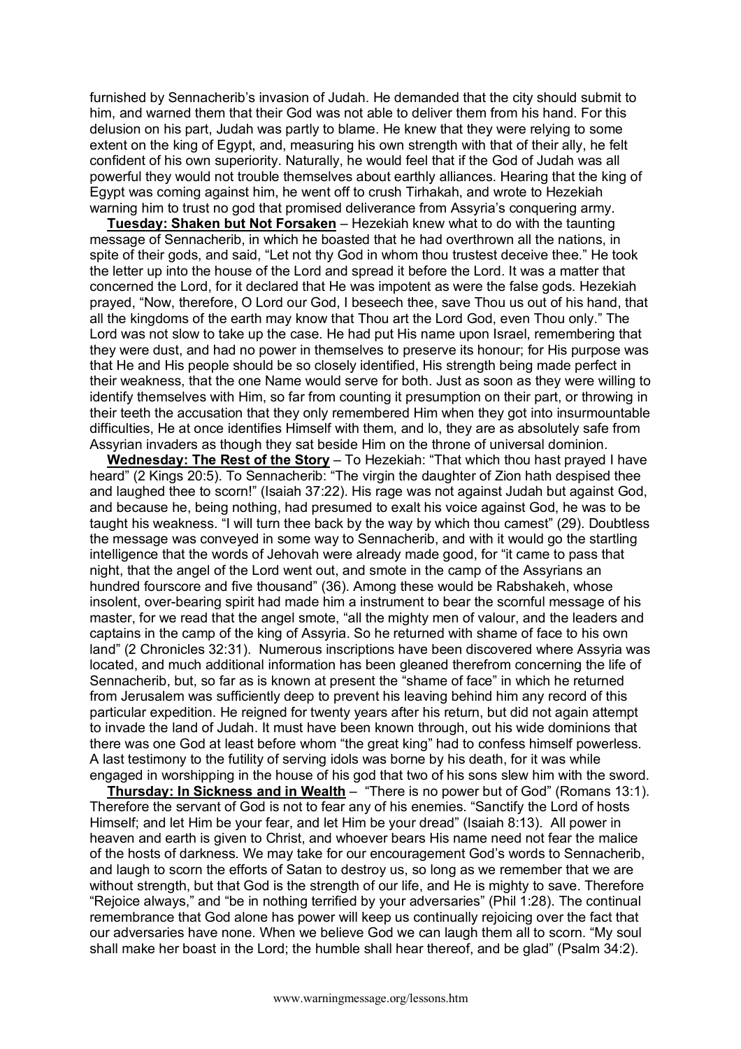furnished by Sennacherib's invasion of Judah. He demanded that the city should submit to him, and warned them that their God was not able to deliver them from his hand. For this delusion on his part, Judah was partly to blame. He knew that they were relying to some extent on the king of Egypt, and, measuring his own strength with that of their ally, he felt confident of his own superiority. Naturally, he would feel that if the God of Judah was all powerful they would not trouble themselves about earthly alliances. Hearing that the king of Egypt was coming against him, he went off to crush Tirhakah, and wrote to Hezekiah warning him to trust no god that promised deliverance from Assyria's conquering army.

**Tuesday: Shaken but Not Forsaken** – Hezekiah knew what to do with the taunting message of Sennacherib, in which he boasted that he had overthrown all the nations, in spite of their gods, and said, "Let not thy God in whom thou trustest deceive thee." He took the letter up into the house of the Lord and spread it before the Lord. It was a matter that concerned the Lord, for it declared that He was impotent as were the false gods. Hezekiah prayed, "Now, therefore, O Lord our God, I beseech thee, save Thou us out of his hand, that all the kingdoms of the earth may know that Thou art the Lord God, even Thou only." The Lord was not slow to take up the case. He had put His name upon Israel, remembering that they were dust, and had no power in themselves to preserve its honour; for His purpose was that He and His people should be so closely identified, His strength being made perfect in their weakness, that the one Name would serve for both. Just as soon as they were willing to identify themselves with Him, so far from counting it presumption on their part, or throwing in their teeth the accusation that they only remembered Him when they got into insurmountable difficulties, He at once identifies Himself with them, and lo, they are as absolutely safe from Assyrian invaders as though they sat beside Him on the throne of universal dominion.

**Wednesday: The Rest of the Story** – To Hezekiah: "That which thou hast prayed I have heard" (2 Kings 20:5). To Sennacherib: "The virgin the daughter of Zion hath despised thee and laughed thee to scorn!" (Isaiah 37:22). His rage was not against Judah but against God, and because he, being nothing, had presumed to exalt his voice against God, he was to be taught his weakness. "I will turn thee back by the way by which thou camest" (29). Doubtless the message was conveyed in some way to Sennacherib, and with it would go the startling intelligence that the words of Jehovah were already made good, for "it came to pass that night, that the angel of the Lord went out, and smote in the camp of the Assyrians an hundred fourscore and five thousand" (36). Among these would be Rabshakeh, whose insolent, over-bearing spirit had made him a instrument to bear the scornful message of his master, for we read that the angel smote, "all the mighty men of valour, and the leaders and captains in the camp of the king of Assyria. So he returned with shame of face to his own land" (2 Chronicles 32:31). Numerous inscriptions have been discovered where Assyria was located, and much additional information has been gleaned therefrom concerning the life of Sennacherib, but, so far as is known at present the "shame of face" in which he returned from Jerusalem was sufficiently deep to prevent his leaving behind him any record of this particular expedition. He reigned for twenty years after his return, but did not again attempt to invade the land of Judah. It must have been known through, out his wide dominions that there was one God at least before whom "the great king" had to confess himself powerless. A last testimony to the futility of serving idols was borne by his death, for it was while engaged in worshipping in the house of his god that two of his sons slew him with the sword.

**Thursday: In Sickness and in Wealth** – "There is no power but of God" (Romans 13:1). Therefore the servant of God is not to fear any of his enemies. "Sanctify the Lord of hosts Himself; and let Him be your fear, and let Him be your dread" (Isaiah 8:13). All power in heaven and earth is given to Christ, and whoever bears His name need not fear the malice of the hosts of darkness. We may take for our encouragement God's words to Sennacherib, and laugh to scorn the efforts of Satan to destroy us, so long as we remember that we are without strength, but that God is the strength of our life, and He is mighty to save. Therefore "Rejoice always," and "be in nothing terrified by your adversaries" (Phil 1:28). The continual remembrance that God alone has power will keep us continually rejoicing over the fact that our adversaries have none. When we believe God we can laugh them all to scorn. "My soul shall make her boast in the Lord; the humble shall hear thereof, and be glad" (Psalm 34:2).